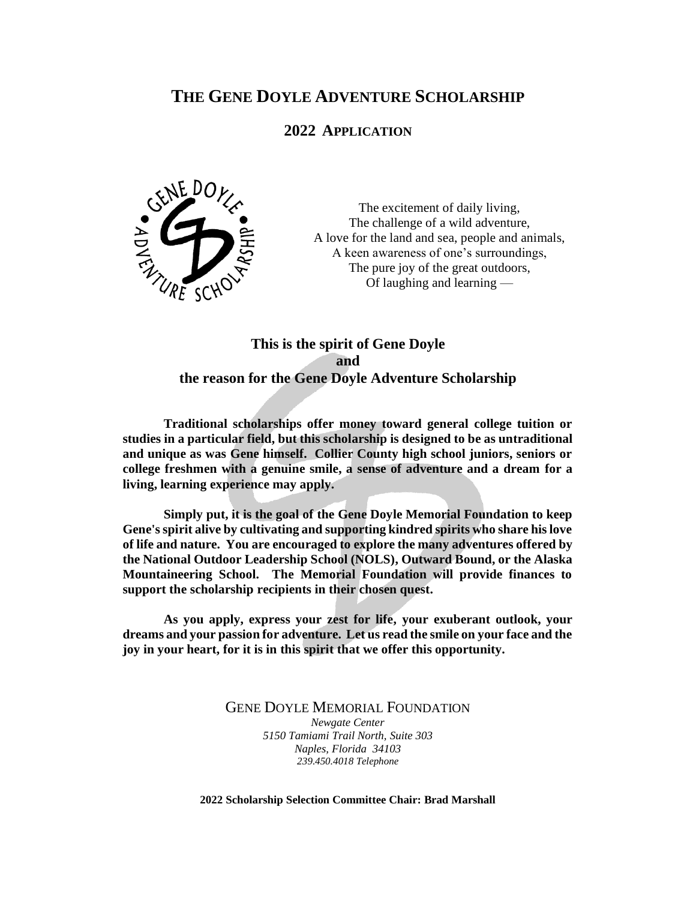# THE GENE DOYLE ADVENTURE SCHOLARSHIP

## 2022 APPLICATION

The excitement of daily living,
The challenge of a wild adventure,
A love for the land and sea, people and animals,
A keen awareness of one's surroundings,
The pure joy of the great outdoors,
Of laughing and learning —

### This is the spirit of Gene Doyle and the reason for the Gene Doyle Adventure Scholarship

**Traditional scholarships offer money toward general college tuition or studies in a particular field, but this scholarship is designed to be as untraditional and unique as was Gene himself. Collier County high school juniors, seniors or college freshmen with a genuine smile, a sense of adventure and a dream for a living, learning experience may apply.**

**Simply put, it is the goal of the Gene Doyle Memorial Foundation to keep Gene's spirit alive by cultivating and supporting kindred spirits who share his love of life and nature. You are encouraged to explore the many adventures offered by the National Outdoor Leadership School (NOLS), Outward Bound, or the Alaska Mountaineering School. The Memorial Foundation will provide finances to support the scholarship recipients in their chosen quest.**

**As you apply, express your zest for life, your exuberant outlook, your dreams and your passion for adventure. Let us read the smile on your face and the joy in your heart, for it is in this spirit that we offer this opportunity.**

GENE DOYLE MEMORIAL FOUNDATION
*Newgate Center*
*5150 Tamiami Trail North, Suite 303*
*Naples, Florida 34103*
*239.450.4018 Telephone*

**2022 Scholarship Selection Committee Chair: Brad Marshall**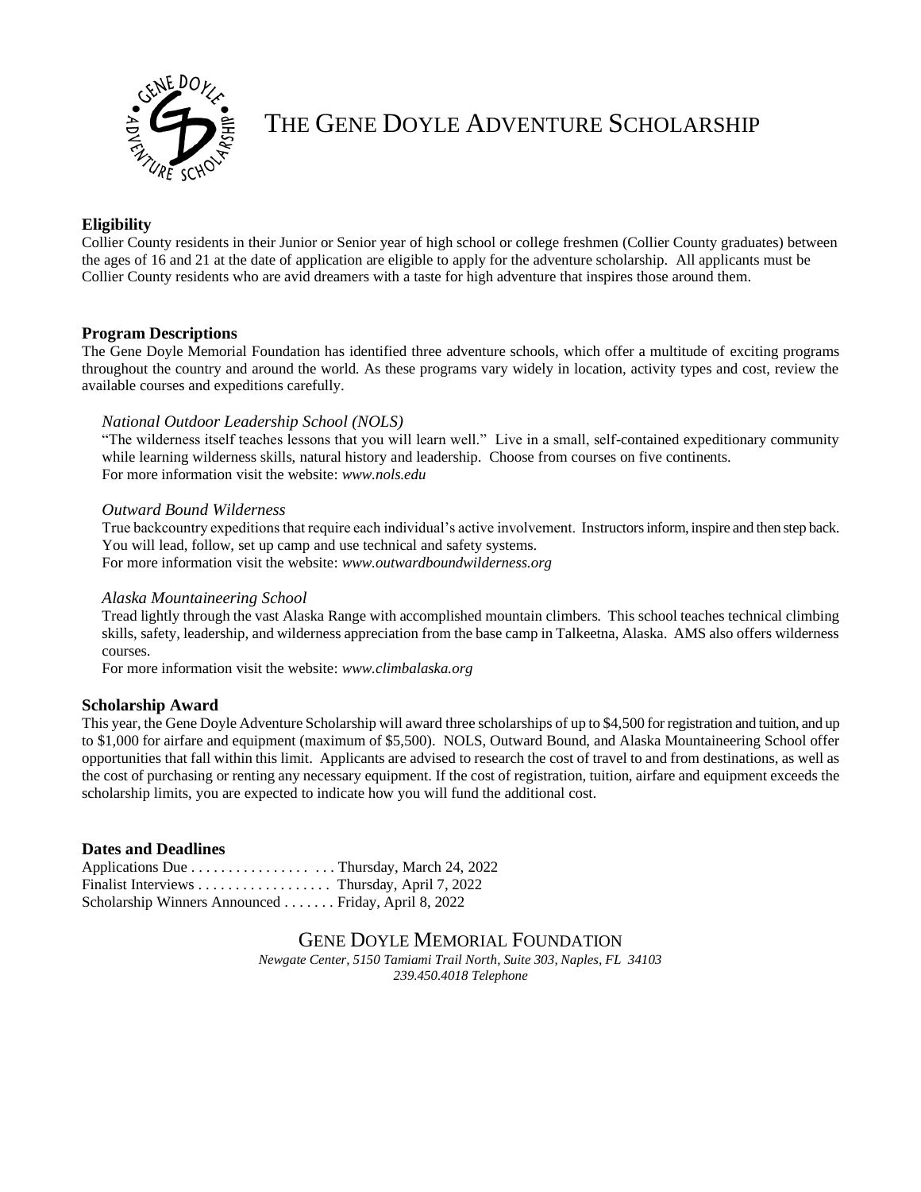# THE GENE DOYLE ADVENTURE SCHOLARSHIP

### Eligibility

Collier County residents in their Junior or Senior year of high school or college freshmen (Collier County graduates) between the ages of 16 and 21 at the date of application are eligible to apply for the adventure scholarship. All applicants must be Collier County residents who are avid dreamers with a taste for high adventure that inspires those around them.

### Program Descriptions

The Gene Doyle Memorial Foundation has identified three adventure schools, which offer a multitude of exciting programs throughout the country and around the world. As these programs vary widely in location, activity types and cost, review the available courses and expeditions carefully.

*National Outdoor Leadership School (NOLS)*

"The wilderness itself teaches lessons that you will learn well." Live in a small, self-contained expeditionary community while learning wilderness skills, natural history and leadership. Choose from courses on five continents.
For more information visit the website: *www.nols.edu*

*Outward Bound Wilderness*

True backcountry expeditions that require each individual's active involvement. Instructors inform, inspire and then step back. You will lead, follow, set up camp and use technical and safety systems.
For more information visit the website: *www.outwardboundwilderness.org*

*Alaska Mountaineering School*

Tread lightly through the vast Alaska Range with accomplished mountain climbers. This school teaches technical climbing skills, safety, leadership, and wilderness appreciation from the base camp in Talkeetna, Alaska. AMS also offers wilderness courses.
For more information visit the website: *www.climbalaska.org*

### Scholarship Award

This year, the Gene Doyle Adventure Scholarship will award three scholarships of up to $4,500 for registration and tuition, and up to $1,000 for airfare and equipment (maximum of $5,500). NOLS, Outward Bound, and Alaska Mountaineering School offer opportunities that fall within this limit. Applicants are advised to research the cost of travel to and from destinations, as well as the cost of purchasing or renting any necessary equipment. If the cost of registration, tuition, airfare and equipment exceeds the scholarship limits, you are expected to indicate how you will fund the additional cost.

### Dates and Deadlines

Applications Due . . . . . . . . . . . . . . . . . . . Thursday, March 24, 2022
Finalist Interviews . . . . . . . . . . . . . . . . . . Thursday, April 7, 2022
Scholarship Winners Announced . . . . . . . Friday, April 8, 2022

## GENE DOYLE MEMORIAL FOUNDATION

*Newgate Center, 5150 Tamiami Trail North, Suite 303, Naples, FL 34103*
*239.450.4018 Telephone*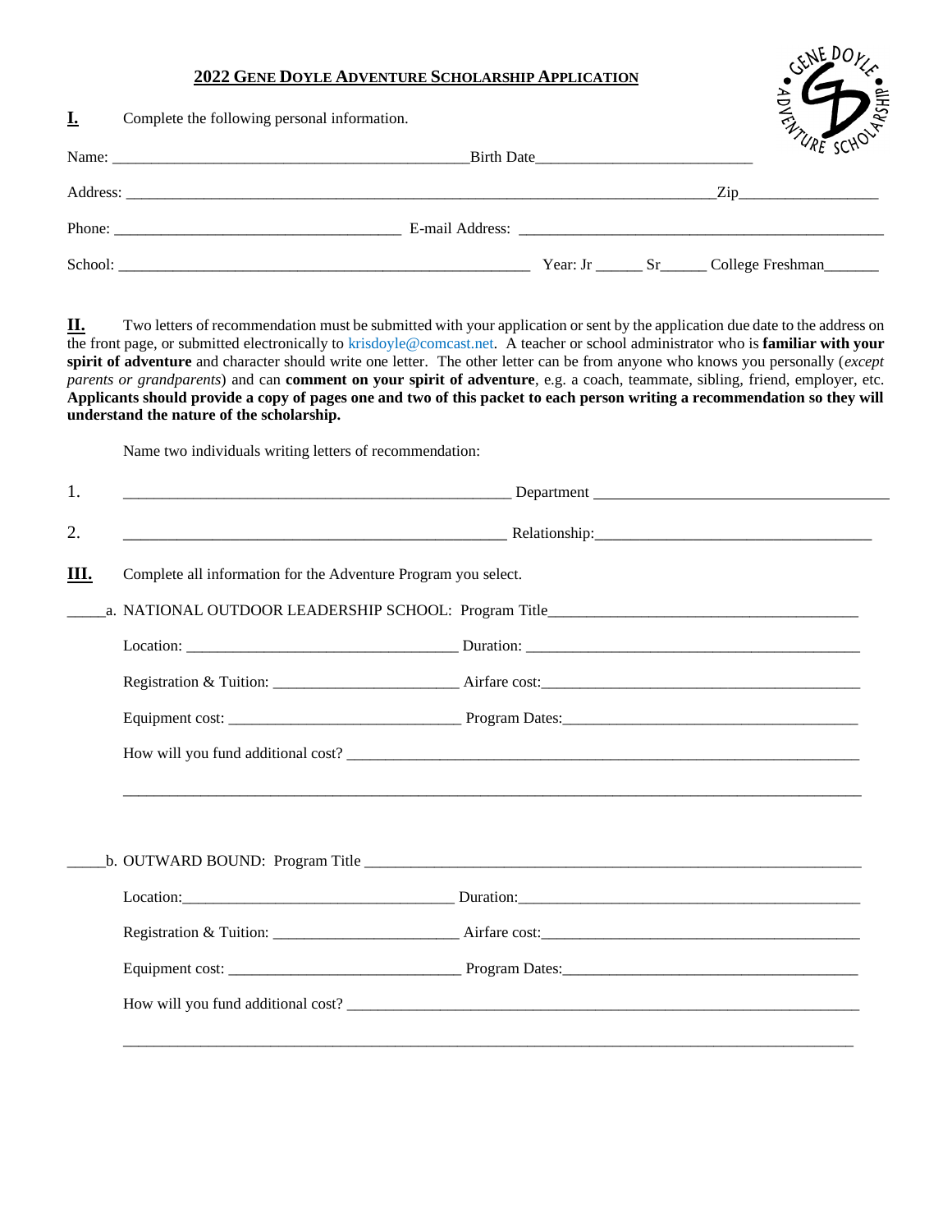## 2022 Gene Doyle Adventure Scholarship Application

**I.** Complete the following personal information.

Name: _______________________________________________ Birth Date____________________________

Address: ___________________________________________________________________________ Zip_________________

Phone: ____________________________________ E-mail Address: ______________________________________________

School: _____________________________________________________ Year: Jr ______ Sr______ College Freshman_______

**II.** Two letters of recommendation must be submitted with your application or sent by the application due date to the address on the front page, or submitted electronically to krisdoyle@comcast.net. A teacher or school administrator who is **familiar with your spirit of adventure** and character should write one letter. The other letter can be from anyone who knows you personally (*except parents or grandparents*) and can **comment on your spirit of adventure**, e.g. a coach, teammate, sibling, friend, employer, etc. **Applicants should provide a copy of pages one and two of this packet to each person writing a recommendation so they will understand the nature of the scholarship.**

Name two individuals writing letters of recommendation:

1. _________________________________________________ Department ______________________________________

2. _________________________________________________ Relationship:___________________________________

**III.** Complete all information for the Adventure Program you select.

_____a. NATIONAL OUTDOOR LEADERSHIP SCHOOL: Program Title________________________________________

Location: __________________________________ Duration: ___________________________________________

Registration & Tuition: _______________________ Airfare cost:__________________________________________

Equipment cost: _____________________________ Program Dates:______________________________________

How will you fund additional cost? _________________________________________________________________

_____________________________________________________________________________________________

_____b. OUTWARD BOUND: Program Title ___________________________________________________________

Location:__________________________________ Duration:____________________________________________

Registration & Tuition: _______________________ Airfare cost:__________________________________________

Equipment cost: _____________________________ Program Dates:______________________________________

How will you fund additional cost? _________________________________________________________________

_____________________________________________________________________________________________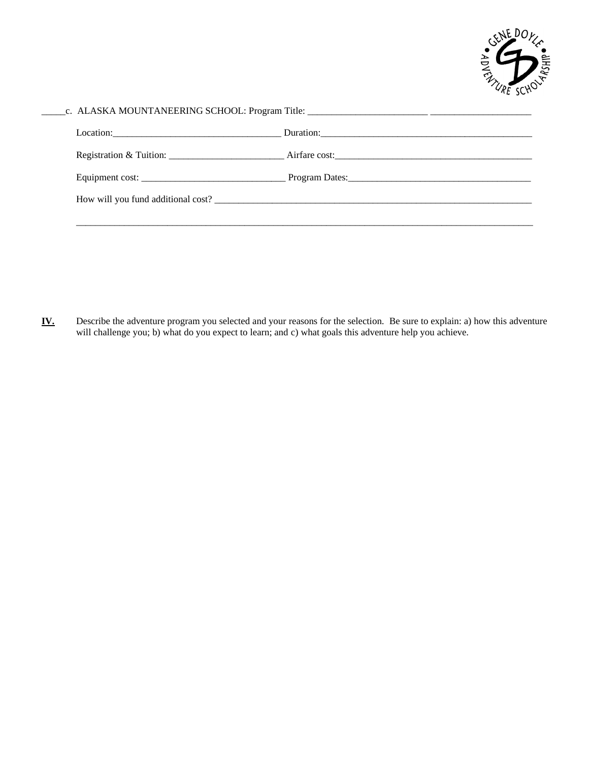_____c. ALASKA MOUNTAINEERING SCHOOL: Program Title: _________________________ _____________________

Location:___________________________________ Duration:_____________________________________________

Registration & Tuition: ________________________ Airfare cost:_________________________________________

Equipment cost: ______________________________ Program Dates:______________________________________

How will you fund additional cost? _____________________________________________________________________

_______________________________________________________________________________________________

**IV.** Describe the adventure program you selected and your reasons for the selection. Be sure to explain: a) how this adventure will challenge you; b) what do you expect to learn; and c) what goals this adventure help you achieve.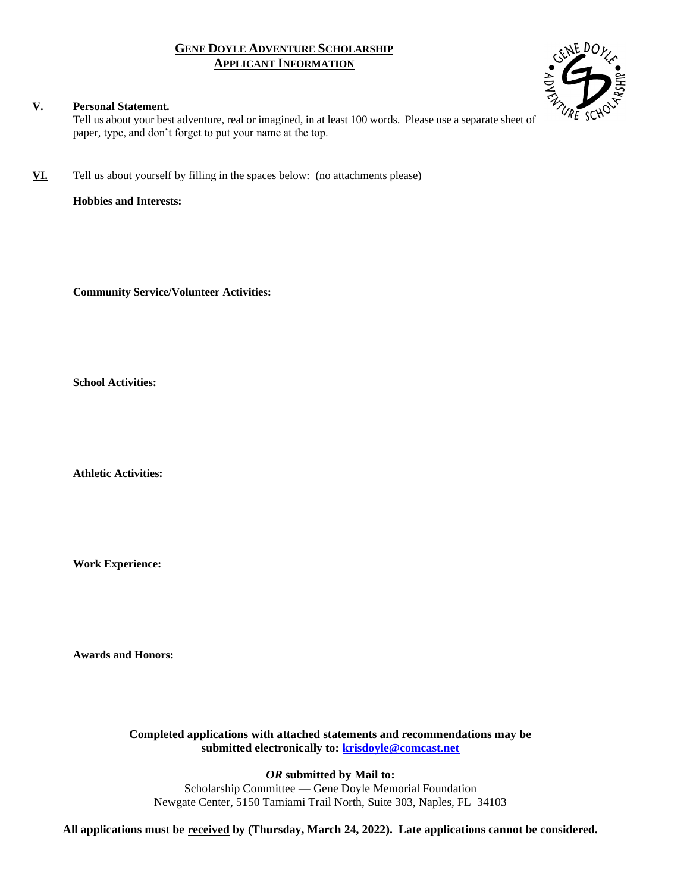**GENE DOYLE ADVENTURE SCHOLARSHIP**
**APPLICANT INFORMATION**

**V. Personal Statement.**
Tell us about your best adventure, real or imagined, in at least 100 words. Please use a separate sheet of paper, type, and don't forget to put your name at the top.

**VI.** Tell us about yourself by filling in the spaces below: (no attachments please)

**Hobbies and Interests:**

**Community Service/Volunteer Activities:**

**School Activities:**

**Athletic Activities:**

**Work Experience:**

**Awards and Honors:**

**Completed applications with attached statements and recommendations may be submitted electronically to: krisdoyle@comcast.net**

***OR* submitted by Mail to:**
Scholarship Committee — Gene Doyle Memorial Foundation
Newgate Center, 5150 Tamiami Trail North, Suite 303, Naples, FL 34103

**All applications must be received by (Thursday, March 24, 2022). Late applications cannot be considered.**